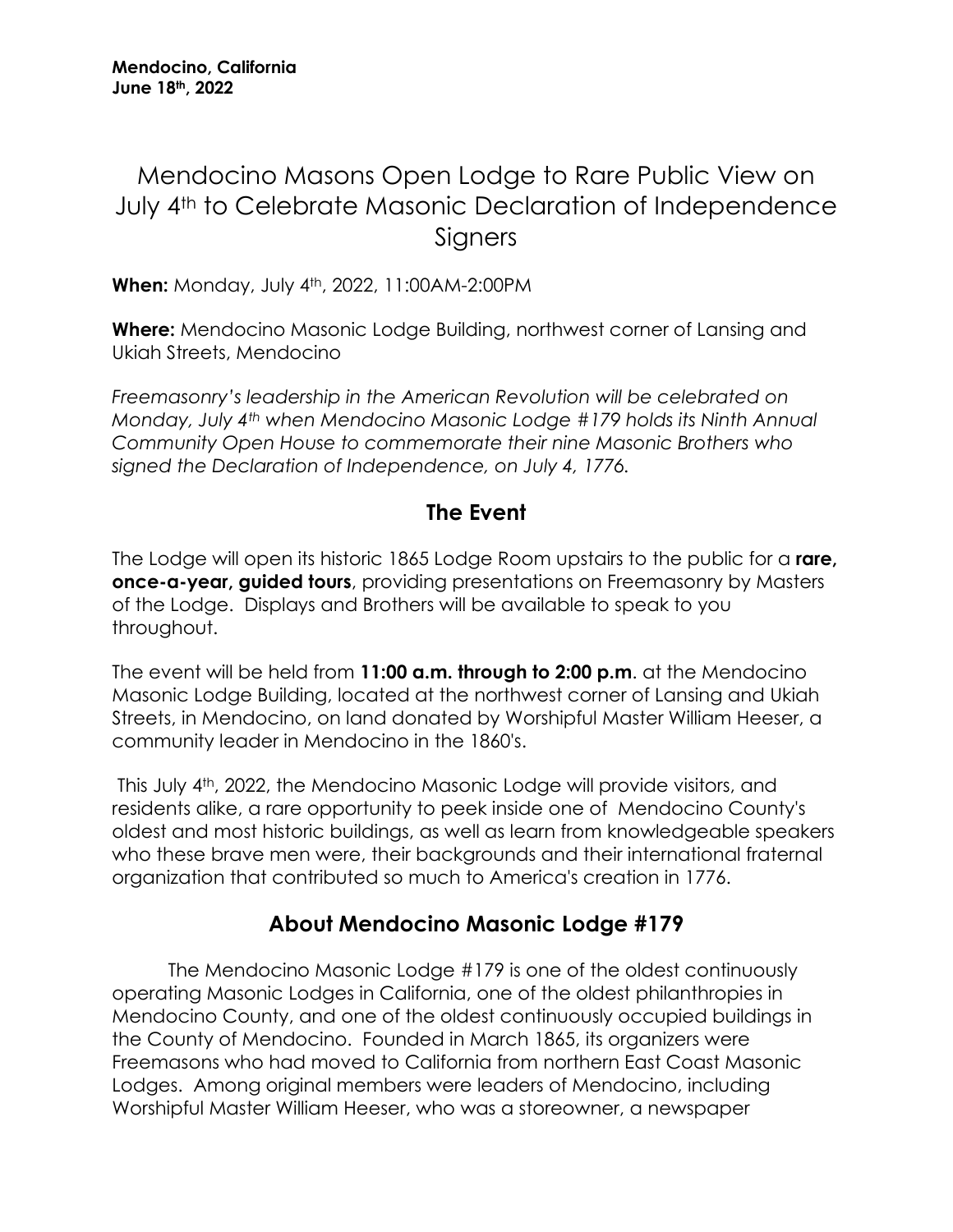**Mendocino, California**
**June 18th, 2022**

# Mendocino Masons Open Lodge to Rare Public View on July 4th to Celebrate Masonic Declaration of Independence Signers

**When:** Monday, July 4th, 2022, 11:00AM-2:00PM

**Where:** Mendocino Masonic Lodge Building, northwest corner of Lansing and Ukiah Streets, Mendocino

*Freemasonry's leadership in the American Revolution will be celebrated on Monday, July 4th when Mendocino Masonic Lodge #179 holds its Ninth Annual Community Open House to commemorate their nine Masonic Brothers who signed the Declaration of Independence, on July 4, 1776.*

## The Event

The Lodge will open its historic 1865 Lodge Room upstairs to the public for a **rare, once-a-year, guided tours**, providing presentations on Freemasonry by Masters of the Lodge. Displays and Brothers will be available to speak to you throughout.

The event will be held from **11:00 a.m. through to 2:00 p.m**. at the Mendocino Masonic Lodge Building, located at the northwest corner of Lansing and Ukiah Streets, in Mendocino, on land donated by Worshipful Master William Heeser, a community leader in Mendocino in the 1860's.

This July 4th, 2022, the Mendocino Masonic Lodge will provide visitors, and residents alike, a rare opportunity to peek inside one of Mendocino County's oldest and most historic buildings, as well as learn from knowledgeable speakers who these brave men were, their backgrounds and their international fraternal organization that contributed so much to America's creation in 1776.

## About Mendocino Masonic Lodge #179

The Mendocino Masonic Lodge #179 is one of the oldest continuously operating Masonic Lodges in California, one of the oldest philanthropies in Mendocino County, and one of the oldest continuously occupied buildings in the County of Mendocino. Founded in March 1865, its organizers were Freemasons who had moved to California from northern East Coast Masonic Lodges. Among original members were leaders of Mendocino, including Worshipful Master William Heeser, who was a storeowner, a newspaper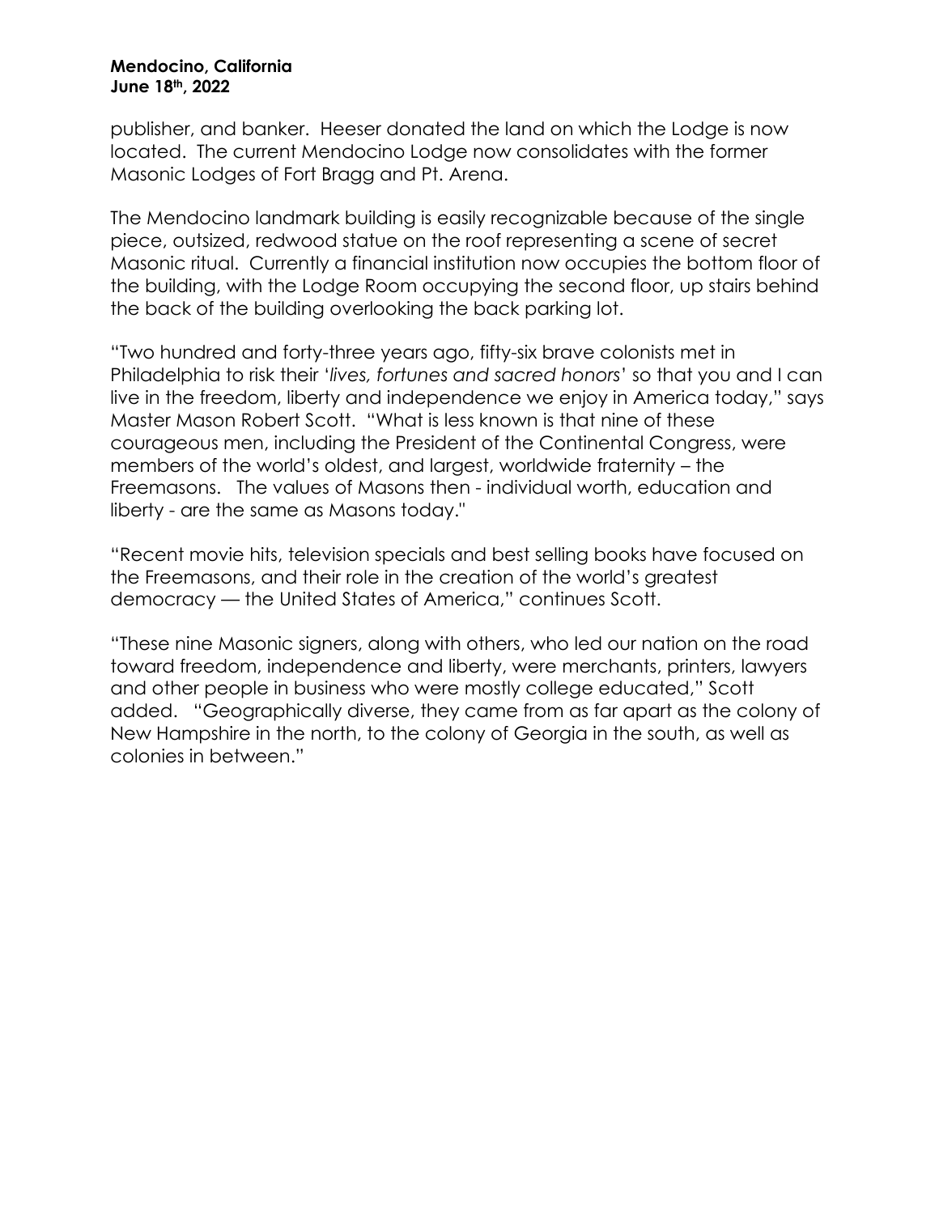publisher, and banker. Heeser donated the land on which the Lodge is now located. The current Mendocino Lodge now consolidates with the former Masonic Lodges of Fort Bragg and Pt. Arena.

The Mendocino landmark building is easily recognizable because of the single piece, outsized, redwood statue on the roof representing a scene of secret Masonic ritual. Currently a financial institution now occupies the bottom floor of the building, with the Lodge Room occupying the second floor, up stairs behind the back of the building overlooking the back parking lot.

"Two hundred and forty-three years ago, fifty-six brave colonists met in Philadelphia to risk their '*lives, fortunes and sacred honors*' so that you and I can live in the freedom, liberty and independence we enjoy in America today," says Master Mason Robert Scott. "What is less known is that nine of these courageous men, including the President of the Continental Congress, were members of the world's oldest, and largest, worldwide fraternity – the Freemasons. The values of Masons then - individual worth, education and liberty - are the same as Masons today."

"Recent movie hits, television specials and best selling books have focused on the Freemasons, and their role in the creation of the world's greatest democracy — the United States of America," continues Scott.

"These nine Masonic signers, along with others, who led our nation on the road toward freedom, independence and liberty, were merchants, printers, lawyers and other people in business who were mostly college educated," Scott added. "Geographically diverse, they came from as far apart as the colony of New Hampshire in the north, to the colony of Georgia in the south, as well as colonies in between."